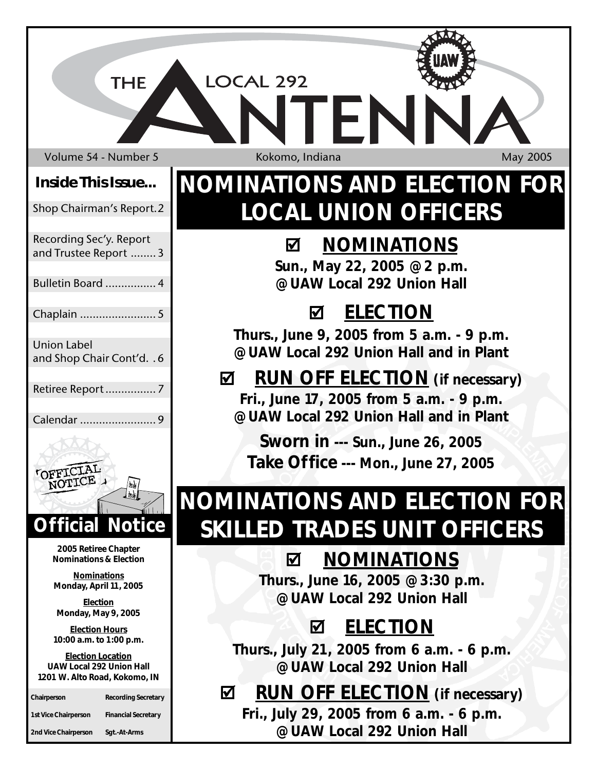# THE LOCAL 292 ANTENNA

Volume 54 - Number 5 | Kokomo, Indiana | May 2005

**Inside This Issue...**

- Shop Chairman's Report. 2
- Recording Sec'y. Report and Trustee Report ........ 3
- Bulletin Board ................ 4
- Chaplain ........................ 5
- Union Label and Shop Chair Cont'd. . 6
- Retiree Report ................ 7
- Calendar ........................ 9

## Official Notice

**2005 Retiree Chapter Nominations & Election**

**Nominations**
**Monday, April 11, 2005**

**Election**
**Monday, May 9, 2005**

**Election Hours**
**10:00 a.m. to 1:00 p.m.**

**Election Location**
**UAW Local 292 Union Hall**
**1201 W. Alto Road, Kokomo, IN**

| | |
|---|---|
| Chairperson | Recording Secretary |
| 1st Vice Chairperson | Financial Secretary |
| 2nd Vice Chairperson | Sgt.-At-Arms |

# NOMINATIONS AND ELECTION FOR LOCAL UNION OFFICERS

## ☑ NOMINATIONS

**Sun., May 22, 2005 @ 2 p.m.**
**@ UAW Local 292 Union Hall**

## ☑ ELECTION

**Thurs., June 9, 2005 from 5 a.m. - 9 p.m.**
**@ UAW Local 292 Union Hall and in Plant**

## ☑ RUN OFF ELECTION (if necessary)

**Fri., June 17, 2005 from 5 a.m. - 9 p.m.**
**@ UAW Local 292 Union Hall and in Plant**

**Sworn in --- Sun., June 26, 2005**
**Take Office --- Mon., June 27, 2005**

# NOMINATIONS AND ELECTION FOR SKILLED TRADES UNIT OFFICERS

## ☑ NOMINATIONS

**Thurs., June 16, 2005 @ 3:30 p.m.**
**@ UAW Local 292 Union Hall**

## ☑ ELECTION

**Thurs., July 21, 2005 from 6 a.m. - 6 p.m.**
**@ UAW Local 292 Union Hall**

## ☑ RUN OFF ELECTION (if necessary)

**Fri., July 29, 2005 from 6 a.m. - 6 p.m.**
**@ UAW Local 292 Union Hall**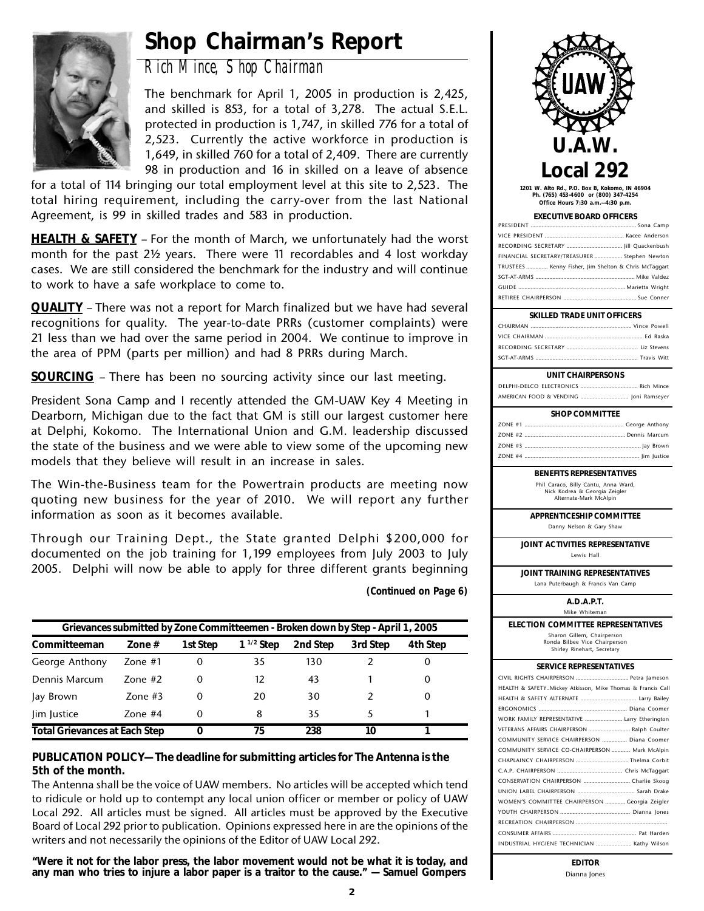# Shop Chairman's Report

*Rich Mince, Shop Chairman*

The benchmark for April 1, 2005 in production is 2,425, and skilled is 853, for a total of 3,278. The actual S.E.L. protected in production is 1,747, in skilled 776 for a total of 2,523. Currently the active workforce in production is 1,649, in skilled 760 for a total of 2,409. There are currently 98 in production and 16 in skilled on a leave of absence for a total of 114 bringing our total employment level at this site to 2,523. The total hiring requirement, including the carry-over from the last National Agreement, is 99 in skilled trades and 583 in production.

**HEALTH & SAFETY** – For the month of March, we unfortunately had the worst month for the past 2½ years. There were 11 recordables and 4 lost workday cases. We are still considered the benchmark for the industry and will continue to work to have a safe workplace to come to.

**QUALITY** – There was not a report for March finalized but we have had several recognitions for quality. The year-to-date PRRs (customer complaints) were 21 less than we had over the same period in 2004. We continue to improve in the area of PPM (parts per million) and had 8 PRRs during March.

**SOURCING** – There has been no sourcing activity since our last meeting.

President Sona Camp and I recently attended the GM-UAW Key 4 Meeting in Dearborn, Michigan due to the fact that GM is still our largest customer here at Delphi, Kokomo. The International Union and G.M. leadership discussed the state of the business and we were able to view some of the upcoming new models that they believe will result in an increase in sales.

The Win-the-Business team for the Powertrain products are meeting now quoting new business for the year of 2010. We will report any further information as soon as it becomes available.

Through our Training Dept., the State granted Delphi $200,000 for documented on the job training for 1,199 employees from July 2003 to July 2005. Delphi will now be able to apply for three different grants beginning

***(Continued on Page 6)***

**Grievances submitted by Zone Committeemen - Broken down by Step - April 1, 2005**

| Committeeman | Zone # | 1st Step | 1 1/2 Step | 2nd Step | 3rd Step | 4th Step |
|---|---|---|---|---|---|---|
| George Anthony | Zone #1 | 0 | 35 | 130 | 2 | 0 |
| Dennis Marcum | Zone #2 | 0 | 12 | 43 | 1 | 0 |
| Jay Brown | Zone #3 | 0 | 20 | 30 | 2 | 0 |
| Jim Justice | Zone #4 | 0 | 8 | 35 | 5 | 1 |
| **Total Grievances at Each Step** | | **0** | **75** | **238** | **10** | **1** |

**PUBLICATION POLICY—The deadline for submitting articles for The Antenna is the 5th of the month.**

The Antenna shall be the voice of UAW members. No articles will be accepted which tend to ridicule or hold up to contempt any local union officer or member or policy of UAW Local 292. All articles must be signed. All articles must be approved by the Executive Board of Local 292 prior to publication. Opinions expressed here in are the opinions of the writers and not necessarily the opinions of the Editor of UAW Local 292.

**"Were it not for the labor press, the labor movement would not be what it is today, and any man who tries to injure a labor paper is a traitor to the cause." — Samuel Gompers**

## U.A.W. Local 292

**1201 W. Alto Rd., P.O. Box B, Kokomo, IN 46904**
**Ph. (765) 453-4600 or (800) 347-4254**
**Office Hours 7:30 a.m.—4:30 p.m.**

**EXECUTIVE BOARD OFFICERS**

- PRESIDENT .... Sona Camp
- VICE PRESIDENT .... Kacee Anderson
- RECORDING SECRETARY .... Jill Quackenbush
- FINANCIAL SECRETARY/TREASURER .... Stephen Newton
- TRUSTEES .... Kenny Fisher, Jim Shelton & Chris McTaggart
- SGT-AT-ARMS .... Mike Valdez
- GUIDE .... Marietta Wright
- RETIREE CHAIRPERSON .... Sue Conner

**SKILLED TRADE UNIT OFFICERS**

- CHAIRMAN .... Vince Powell
- VICE CHAIRMAN .... Ed Raska
- RECORDING SECRETARY .... Liz Stevens
- SGT-AT-ARMS .... Travis Witt

**UNIT CHAIRPERSONS**

- DELPHI-DELCO ELECTRONICS .... Rich Mince
- AMERICAN FOOD & VENDING .... Joni Ramseyer

**SHOP COMMITTEE**

- ZONE #1 .... George Anthony
- ZONE #2 .... Dennis Marcum
- ZONE #3 .... Jay Brown
- ZONE #4 .... Jim Justice

**BENEFITS REPRESENTATIVES**

Phil Caraco, Billy Cantu, Anna Ward, Nick Kodrea & Georgia Zeigler
Alternate-Mark McAlpin

**APPRENTICESHIP COMMITTEE**

Danny Nelson & Gary Shaw

**JOINT ACTIVITIES REPRESENTATIVE**

Lewis Hall

**JOINT TRAINING REPRESENTATIVES**

Lana Puterbaugh & Francis Van Camp

**A.D.A.P.T.**

Mike Whiteman

**ELECTION COMMITTEE REPRESENTATIVES**

Sharon Gillem, Chairperson
Ronda Bilbee Vice Chairperson
Shirley Rinehart, Secretary

**SERVICE REPRESENTATIVES**

- CIVIL RIGHTS CHAIRPERSON .... Petra Jameson
- HEALTH & SAFETY.. Mickey Atkisson, Mike Thomas & Francis Call
- HEALTH & SAFETY ALTERNATE .... Larry Bailey
- ERGONOMICS .... Diana Coomer
- WORK FAMILY REPRESENTATIVE .... Larry Etherington
- VETERANS AFFAIRS CHAIRPERSON .... Ralph Coulter
- COMMUNITY SERVICE CHAIRPERSON .... Diana Coomer
- COMMUNITY SERVICE CO-CHAIRPERSON .... Mark McAlpin
- CHAPLAINCY CHAIRPERSON .... Thelma Corbit
- C.A.P. CHAIRPERSON .... Chris McTaggart
- CONSERVATION CHAIRPERSON .... Charlie Skoog
- UNION LABEL CHAIRPERSON .... Sarah Drake
- WOMEN'S COMMITTEE CHAIRPERSON .... Georgia Zeigler
- YOUTH CHAIRPERSON .... Dianna Jones
- RECREATION CHAIRPERSON ....
- CONSUMER AFFAIRS .... Pat Harden
- INDUSTRIAL HYGIENE TECHNICIAN .... Kathy Wilson

**EDITOR**

Dianna Jones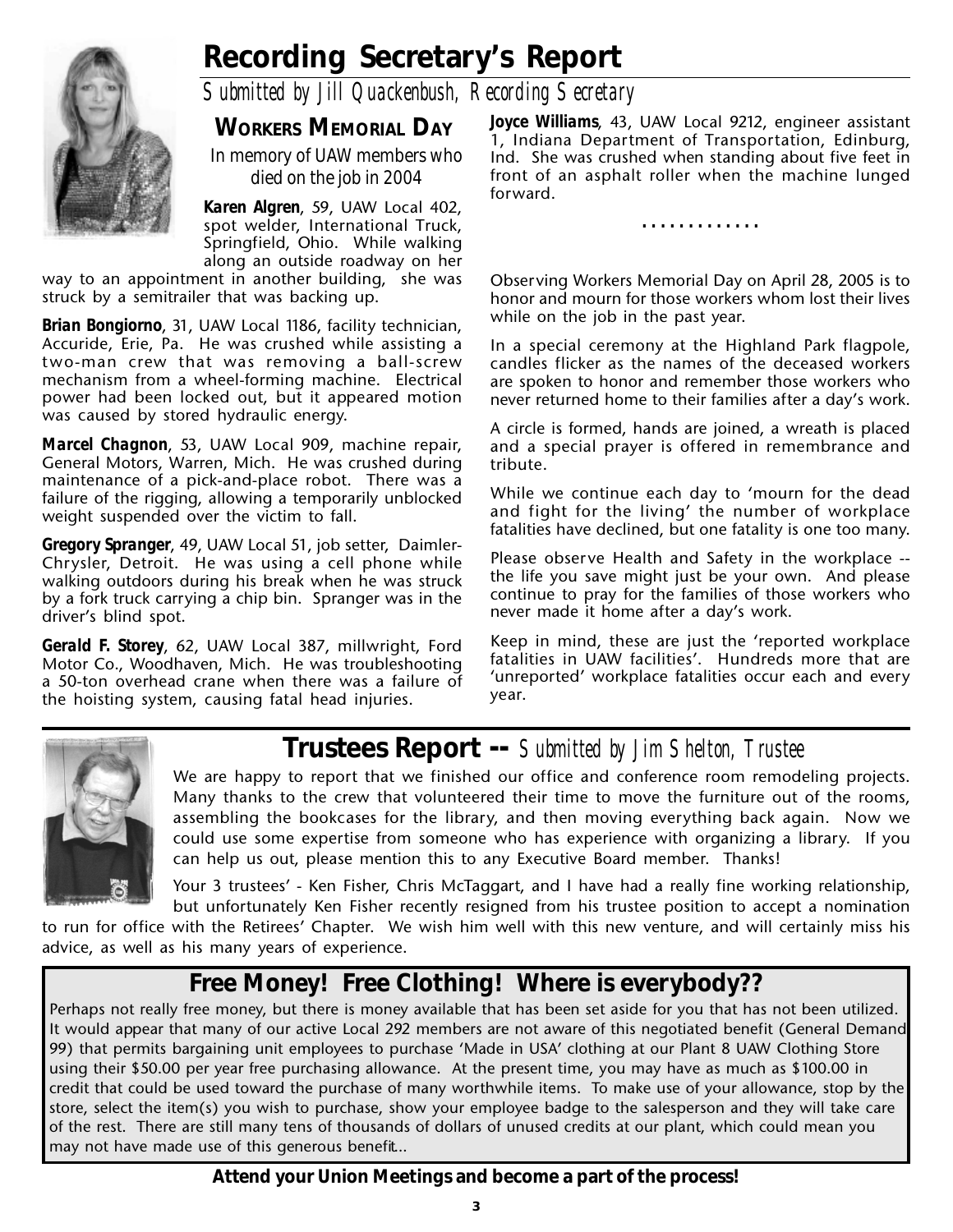# Recording Secretary's Report

*Submitted by Jill Quackenbush, Recording Secretary*

## WORKERS MEMORIAL DAY

*In memory of UAW members who died on the job in 2004*

**Karen Algren**, 59, UAW Local 402, spot welder, International Truck, Springfield, Ohio. While walking along an outside roadway on her way to an appointment in another building, she was struck by a semitrailer that was backing up.

**Brian Bongiorno**, 31, UAW Local 1186, facility technician, Accuride, Erie, Pa. He was crushed while assisting a two-man crew that was removing a ball-screw mechanism from a wheel-forming machine. Electrical power had been locked out, but it appeared motion was caused by stored hydraulic energy.

**Marcel Chagnon**, 53, UAW Local 909, machine repair, General Motors, Warren, Mich. He was crushed during maintenance of a pick-and-place robot. There was a failure of the rigging, allowing a temporarily unblocked weight suspended over the victim to fall.

**Gregory Spranger**, 49, UAW Local 51, job setter, Daimler-Chrysler, Detroit. He was using a cell phone while walking outdoors during his break when he was struck by a fork truck carrying a chip bin. Spranger was in the driver's blind spot.

**Gerald F. Storey**, 62, UAW Local 387, millwright, Ford Motor Co., Woodhaven, Mich. He was troubleshooting a 50-ton overhead crane when there was a failure of the hoisting system, causing fatal head injuries.

**Joyce Williams**, 43, UAW Local 9212, engineer assistant 1, Indiana Department of Transportation, Edinburg, Ind. She was crushed when standing about five feet in front of an asphalt roller when the machine lunged forward.

.............

Observing Workers Memorial Day on April 28, 2005 is to honor and mourn for those workers whom lost their lives while on the job in the past year.

In a special ceremony at the Highland Park flagpole, candles flicker as the names of the deceased workers are spoken to honor and remember those workers who never returned home to their families after a day's work.

A circle is formed, hands are joined, a wreath is placed and a special prayer is offered in remembrance and tribute.

While we continue each day to 'mourn for the dead and fight for the living' the number of workplace fatalities have declined, but one fatality is one too many.

Please observe Health and Safety in the workplace -- the life you save might just be your own. And please continue to pray for the families of those workers who never made it home after a day's work.

Keep in mind, these are just the 'reported workplace fatalities in UAW facilities'. Hundreds more that are 'unreported' workplace fatalities occur each and every year.

# Trustees Report -- *Submitted by Jim Shelton, Trustee*

We are happy to report that we finished our office and conference room remodeling projects. Many thanks to the crew that volunteered their time to move the furniture out of the rooms, assembling the bookcases for the library, and then moving everything back again. Now we could use some expertise from someone who has experience with organizing a library. If you can help us out, please mention this to any Executive Board member. Thanks!

Your 3 trustees' - Ken Fisher, Chris McTaggart, and I have had a really fine working relationship, but unfortunately Ken Fisher recently resigned from his trustee position to accept a nomination to run for office with the Retirees' Chapter. We wish him well with this new venture, and will certainly miss his advice, as well as his many years of experience.

## Free Money! Free Clothing! Where is everybody??

Perhaps not really free money, but there is money available that has been set aside for you that has not been utilized. It would appear that many of our active Local 292 members are not aware of this negotiated benefit (General Demand 99) that permits bargaining unit employees to purchase 'Made in USA' clothing at our Plant 8 UAW Clothing Store using their $50.00 per year free purchasing allowance. At the present time, you may have as much as $100.00 in credit that could be used toward the purchase of many worthwhile items. To make use of your allowance, stop by the store, select the item(s) you wish to purchase, show your employee badge to the salesperson and they will take care of the rest. There are still many tens of thousands of dollars of unused credits at our plant, which could mean you may not have made use of this generous benefit..

**Attend your Union Meetings and become a part of the process!**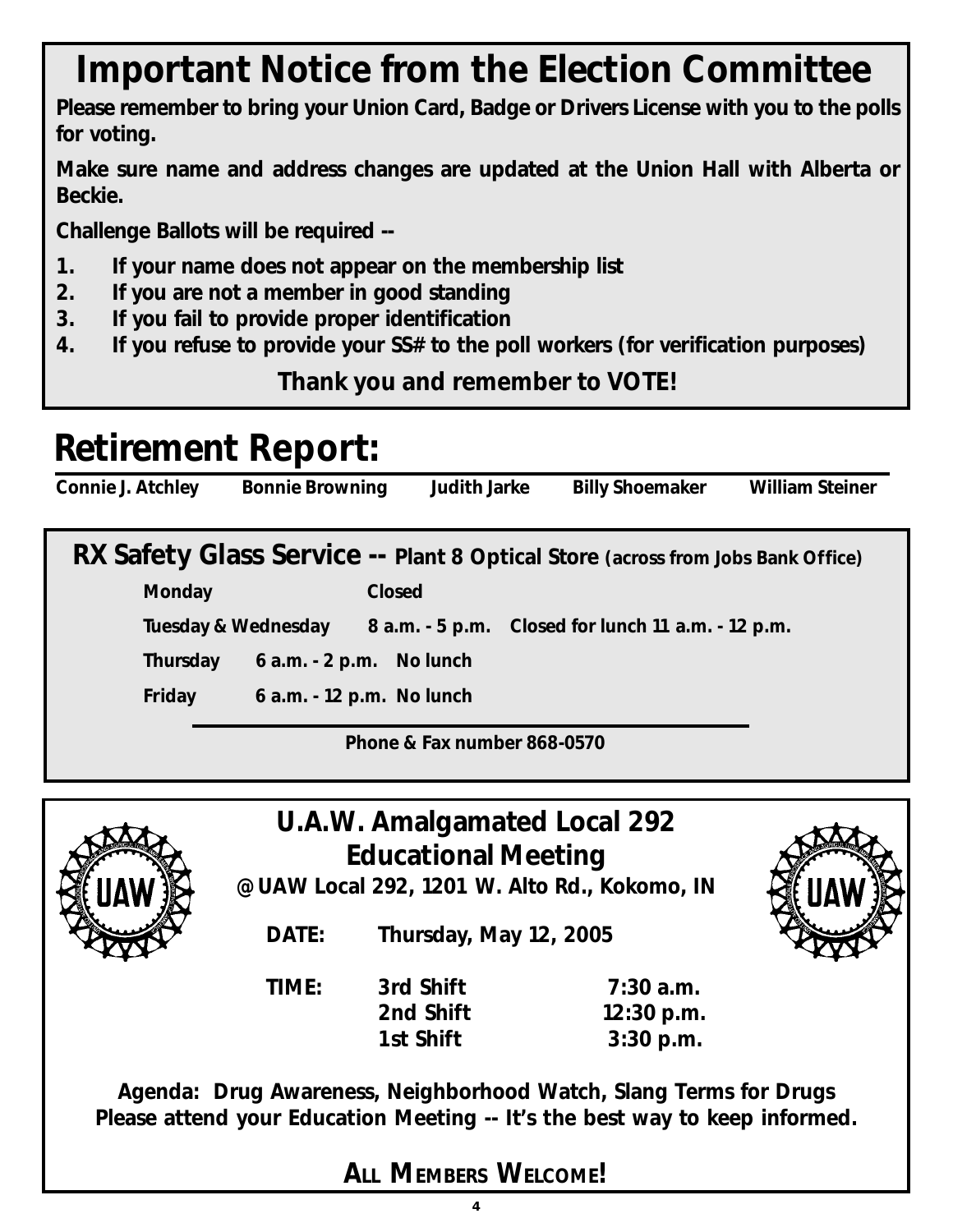# Important Notice from the Election Committee

**Please remember to bring your Union Card, Badge or Drivers License with you to the polls for voting.**

**Make sure name and address changes are updated at the Union Hall with Alberta or Beckie.**

**Challenge Ballots will be required --**

1. **If your name does not appear on the membership list**
2. **If you are not a member in good standing**
3. **If you fail to provide proper identification**
4. **If you refuse to provide your SS# to the poll workers (for verification purposes)**

**Thank you and remember to VOTE!**

# Retirement Report:

**Connie J. Atchley** **Bonnie Browning** **Judith Jarke** **Billy Shoemaker** **William Steiner**

## RX Safety Glass Service -- Plant 8 Optical Store (across from Jobs Bank Office)

**Monday** Closed

**Tuesday & Wednesday** 8 a.m. - 5 p.m. Closed for lunch 11 a.m. - 12 p.m.

**Thursday** 6 a.m. - 2 p.m. No lunch

**Friday** 6 a.m. - 12 p.m. No lunch

**Phone & Fax number 868-0570**

## U.A.W. Amalgamated Local 292 Educational Meeting

**@ UAW Local 292, 1201 W. Alto Rd., Kokomo, IN**

**DATE:** Thursday, May 12, 2005

**TIME:**

| | |
|---|---|
| 3rd Shift | 7:30 a.m. |
| 2nd Shift | 12:30 p.m. |
| 1st Shift | 3:30 p.m. |

**Agenda: Drug Awareness, Neighborhood Watch, Slang Terms for Drugs**
**Please attend your Education Meeting -- It's the best way to keep informed.**

**ALL MEMBERS WELCOME!**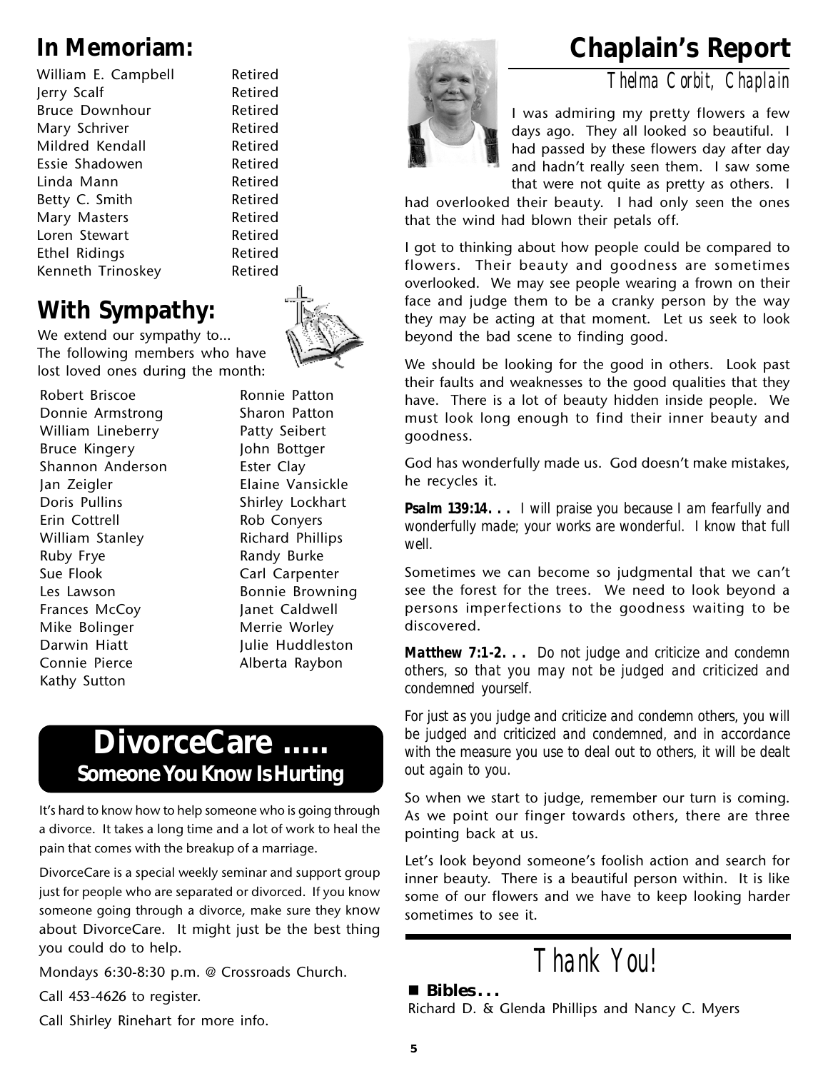## In Memoriam:

| | |
|---|---|
| William E. Campbell | Retired |
| Jerry Scalf | Retired |
| Bruce Downhour | Retired |
| Mary Schriver | Retired |
| Mildred Kendall | Retired |
| Essie Shadowen | Retired |
| Linda Mann | Retired |
| Betty C. Smith | Retired |
| Mary Masters | Retired |
| Loren Stewart | Retired |
| Ethel Ridings | Retired |
| Kenneth Trinoskey | Retired |

## With Sympathy:

We extend our sympathy to...
The following members who have lost loved ones during the month:

- Robert Briscoe
- Donnie Armstrong
- William Lineberry
- Bruce Kingery
- Shannon Anderson
- Jan Zeigler
- Doris Pullins
- Erin Cottrell
- William Stanley
- Ruby Frye
- Sue Flook
- Les Lawson
- Frances McCoy
- Mike Bolinger
- Darwin Hiatt
- Connie Pierce
- Kathy Sutton
- Ronnie Patton
- Sharon Patton
- Patty Seibert
- John Bottger
- Ester Clay
- Elaine Vansickle
- Shirley Lockhart
- Rob Conyers
- Richard Phillips
- Randy Burke
- Carl Carpenter
- Bonnie Browning
- Janet Caldwell
- Merrie Worley
- Julie Huddleston
- Alberta Raybon

## DivorceCare .....
### Someone You Know Is Hurting

It's hard to know how to help someone who is going through a divorce. It takes a long time and a lot of work to heal the pain that comes with the breakup of a marriage.

DivorceCare is a special weekly seminar and support group just for people who are separated or divorced. If you know someone going through a divorce, make sure they know about DivorceCare. It might just be the best thing you could do to help.

Mondays 6:30-8:30 p.m. @ Crossroads Church.

Call 453-4626 to register.

Call Shirley Rinehart for more info.

## Chaplain's Report

*Thelma Corbit, Chaplain*

I was admiring my pretty flowers a few days ago. They all looked so beautiful. I had passed by these flowers day after day and hadn't really seen them. I saw some that were not quite as pretty as others. I had overlooked their beauty. I had only seen the ones that the wind had blown their petals off.

I got to thinking about how people could be compared to flowers. Their beauty and goodness are sometimes overlooked. We may see people wearing a frown on their face and judge them to be a cranky person by the way they may be acting at that moment. Let us seek to look beyond the bad scene to finding good.

We should be looking for the good in others. Look past their faults and weaknesses to the good qualities that they have. There is a lot of beauty hidden inside people. We must look long enough to find their inner beauty and goodness.

God has wonderfully made us. God doesn't make mistakes, he recycles it.

**Psalm 139:14. . .** *I will praise you because I am fearfully and wonderfully made; your works are wonderful. I know that full well.*

Sometimes we can become so judgmental that we can't see the forest for the trees. We need to look beyond a persons imperfections to the goodness waiting to be discovered.

**Matthew 7:1-2. . .** *Do not judge and criticize and condemn others, so that you may not be judged and criticized and condemned yourself.*

*For just as you judge and criticize and condemn others, you will be judged and criticized and condemned, and in accordance with the measure you use to deal out to others, it will be dealt out again to you.*

So when we start to judge, remember our turn is coming. As we point our finger towards others, there are three pointing back at us.

Let's look beyond someone's foolish action and search for inner beauty. There is a beautiful person within. It is like some of our flowers and we have to keep looking harder sometimes to see it.

## Thank You!

- **Bibles. . .**
  Richard D. & Glenda Phillips and Nancy C. Myers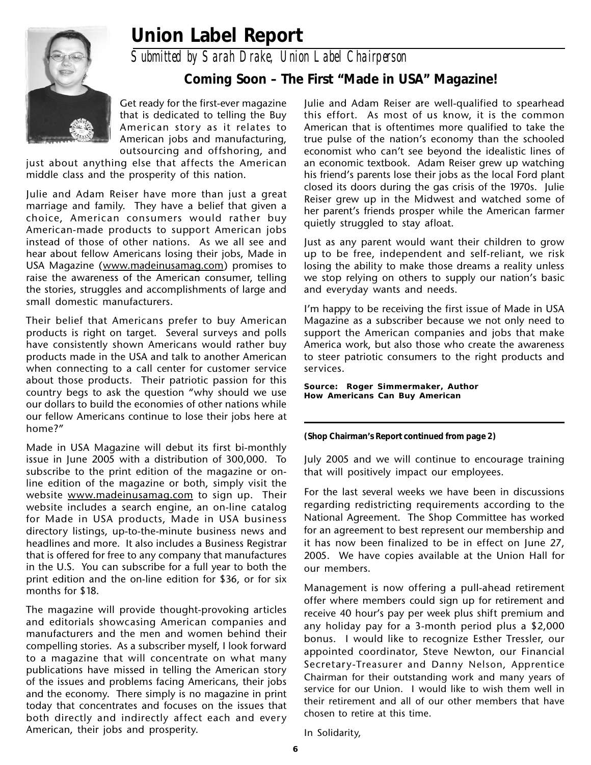# Union Label Report

*Submitted by Sarah Drake, Union Label Chairperson*

### Coming Soon – The First "Made in USA" Magazine!

Get ready for the first-ever magazine that is dedicated to telling the Buy American story as it relates to American jobs and manufacturing, outsourcing and offshoring, and just about anything else that affects the American middle class and the prosperity of this nation.

Julie and Adam Reiser have more than just a great marriage and family. They have a belief that given a choice, American consumers would rather buy American-made products to support American jobs instead of those of other nations. As we all see and hear about fellow Americans losing their jobs, Made in USA Magazine (www.madeinusamag.com) promises to raise the awareness of the American consumer, telling the stories, struggles and accomplishments of large and small domestic manufacturers.

Their belief that Americans prefer to buy American products is right on target. Several surveys and polls have consistently shown Americans would rather buy products made in the USA and talk to another American when connecting to a call center for customer service about those products. Their patriotic passion for this country begs to ask the question "why should we use our dollars to build the economies of other nations while our fellow Americans continue to lose their jobs here at home?"

Made in USA Magazine will debut its first bi-monthly issue in June 2005 with a distribution of 300,000. To subscribe to the print edition of the magazine or on-line edition of the magazine or both, simply visit the website www.madeinusamag.com to sign up. Their website includes a search engine, an on-line catalog for Made in USA products, Made in USA business directory listings, up-to-the-minute business news and headlines and more. It also includes a Business Registrar that is offered for free to any company that manufactures in the U.S. You can subscribe for a full year to both the print edition and the on-line edition for $36, or for six months for $18.

The magazine will provide thought-provoking articles and editorials showcasing American companies and manufacturers and the men and women behind their compelling stories. As a subscriber myself, I look forward to a magazine that will concentrate on what many publications have missed in telling the American story of the issues and problems facing Americans, their jobs and the economy. There simply is no magazine in print today that concentrates and focuses on the issues that both directly and indirectly affect each and every American, their jobs and prosperity.

Julie and Adam Reiser are well-qualified to spearhead this effort. As most of us know, it is the common American that is oftentimes more qualified to take the true pulse of the nation's economy than the schooled economist who can't see beyond the idealistic lines of an economic textbook. Adam Reiser grew up watching his friend's parents lose their jobs as the local Ford plant closed its doors during the gas crisis of the 1970s. Julie Reiser grew up in the Midwest and watched some of her parent's friends prosper while the American farmer quietly struggled to stay afloat.

Just as any parent would want their children to grow up to be free, independent and self-reliant, we risk losing the ability to make those dreams a reality unless we stop relying on others to supply our nation's basic and everyday wants and needs.

I'm happy to be receiving the first issue of Made in USA Magazine as a subscriber because we not only need to support the American companies and jobs that make America work, but also those who create the awareness to steer patriotic consumers to the right products and services.

**Source: Roger Simmermaker, Author**
**How Americans Can Buy American**

---

**(Shop Chairman's Report continued from page 2)**

July 2005 and we will continue to encourage training that will positively impact our employees.

For the last several weeks we have been in discussions regarding redistricting requirements according to the National Agreement. The Shop Committee has worked for an agreement to best represent our membership and it has now been finalized to be in effect on June 27, 2005. We have copies available at the Union Hall for our members.

Management is now offering a pull-ahead retirement offer where members could sign up for retirement and receive 40 hour's pay per week plus shift premium and any holiday pay for a 3-month period plus a $2,000 bonus. I would like to recognize Esther Tressler, our appointed coordinator, Steve Newton, our Financial Secretary-Treasurer and Danny Nelson, Apprentice Chairman for their outstanding work and many years of service for our Union. I would like to wish them well in their retirement and all of our other members that have chosen to retire at this time.

In Solidarity,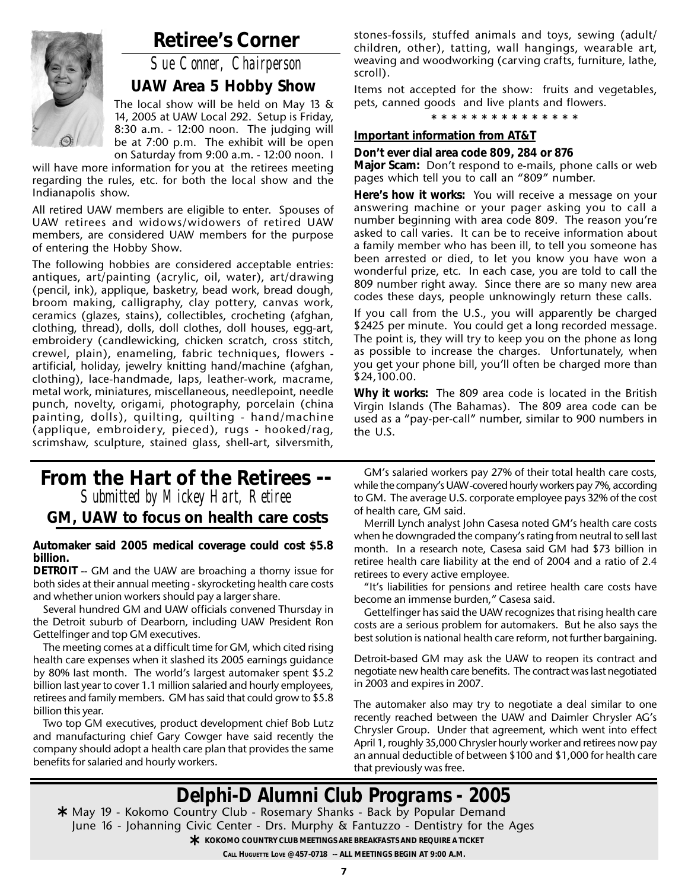# Retiree's Corner

*Sue Conner, Chairperson*

## UAW Area 5 Hobby Show

The local show will be held on May 13 & 14, 2005 at UAW Local 292. Setup is Friday, 8:30 a.m. - 12:00 noon. The judging will be at 7:00 p.m. The exhibit will be open on Saturday from 9:00 a.m. - 12:00 noon. I will have more information for you at the retirees meeting regarding the rules, etc. for both the local show and the Indianapolis show.

All retired UAW members are eligible to enter. Spouses of UAW retirees and widows/widowers of retired UAW members, are considered UAW members for the purpose of entering the Hobby Show.

The following hobbies are considered acceptable entries: antiques, art/painting (acrylic, oil, water), art/drawing (pencil, ink), applique, basketry, bead work, bread dough, broom making, calligraphy, clay pottery, canvas work, ceramics (glazes, stains), collectibles, crocheting (afghan, clothing, thread), dolls, doll clothes, doll houses, egg-art, embroidery (candlewicking, chicken scratch, cross stitch, crewel, plain), enameling, fabric techniques, flowers - artificial, holiday, jewelry knitting hand/machine (afghan, clothing), lace-handmade, laps, leather-work, macrame, metal work, miniatures, miscellaneous, needlepoint, needle punch, novelty, origami, photography, porcelain (china painting, dolls), quilting, quilting - hand/machine (applique, embroidery, pieced), rugs - hooked/rag, scrimshaw, sculpture, stained glass, shell-art, silversmith, stones-fossils, stuffed animals and toys, sewing (adult/children, other), tatting, wall hangings, wearable art, weaving and woodworking (carving crafts, furniture, lathe, scroll).

Items not accepted for the show: fruits and vegetables, pets, canned goods and live plants and flowers.

* * * * * * * * * * * * * * *

**Important information from AT&T**

**Don't ever dial area code 809, 284 or 876**

**Major Scam:** Don't respond to e-mails, phone calls or web pages which tell you to call an "809" number.

**Here's how it works:** You will receive a message on your answering machine or your pager asking you to call a number beginning with area code 809. The reason you're asked to call varies. It can be to receive information about a family member who has been ill, to tell you someone has been arrested or died, to let you know you have won a wonderful prize, etc. In each case, you are told to call the 809 number right away. Since there are so many new area codes these days, people unknowingly return these calls.

If you call from the U.S., you will apparently be charged $2425 per minute. You could get a long recorded message. The point is, they will try to keep you on the phone as long as possible to increase the charges. Unfortunately, when you get your phone bill, you'll often be charged more than $24,100.00.

**Why it works:** The 809 area code is located in the British Virgin Islands (The Bahamas). The 809 area code can be used as a "pay-per-call" number, similar to 900 numbers in the U.S.

# From the Hart of the Retirees --

*Submitted by Mickey Hart, Retiree*

## GM, UAW to focus on health care costs

**Automaker said 2005 medical coverage could cost $5.8 billion.**

**DETROIT** -- GM and the UAW are broaching a thorny issue for both sides at their annual meeting - skyrocketing health care costs and whether union workers should pay a larger share.

Several hundred GM and UAW officials convened Thursday in the Detroit suburb of Dearborn, including UAW President Ron Gettelfinger and top GM executives.

The meeting comes at a difficult time for GM, which cited rising health care expenses when it slashed its 2005 earnings guidance by 80% last month. The world's largest automaker spent $5.2 billion last year to cover 1.1 million salaried and hourly employees, retirees and family members. GM has said that could grow to $5.8 billion this year.

Two top GM executives, product development chief Bob Lutz and manufacturing chief Gary Cowger have said recently the company should adopt a health care plan that provides the same benefits for salaried and hourly workers.

GM's salaried workers pay 27% of their total health care costs, while the company's UAW-covered hourly workers pay 7%, according to GM. The average U.S. corporate employee pays 32% of the cost of health care, GM said.

Merrill Lynch analyst John Casesa noted GM's health care costs when he downgraded the company's rating from neutral to sell last month. In a research note, Casesa said GM had $73 billion in retiree health care liability at the end of 2004 and a ratio of 2.4 retirees to every active employee.

"It's liabilities for pensions and retiree health care costs have become an immense burden," Casesa said.

Gettelfinger has said the UAW recognizes that rising health care costs are a serious problem for automakers. But he also says the best solution is national health care reform, not further bargaining.

Detroit-based GM may ask the UAW to reopen its contract and negotiate new health care benefits. The contract was last negotiated in 2003 and expires in 2007.

The automaker also may try to negotiate a deal similar to one recently reached between the UAW and Daimler Chrysler AG's Chrysler Group. Under that agreement, which went into effect April 1, roughly 35,000 Chrysler hourly worker and retirees now pay an annual deductible of between $100 and $1,000 for health care that previously was free.

# Delphi-D Alumni Club Programs - 2005

* May 19 - Kokomo Country Club - Rosemary Shanks - Back by Popular Demand

June 16 - Johanning Civic Center - Drs. Murphy & Fantuzzo - Dentistry for the Ages

* **KOKOMO COUNTRY CLUB MEETINGS ARE BREAKFASTS AND REQUIRE A TICKET**

**CALL HUGUETTE LOVE @ 457-0718 -- ALL MEETINGS BEGIN AT 9:00 A.M.**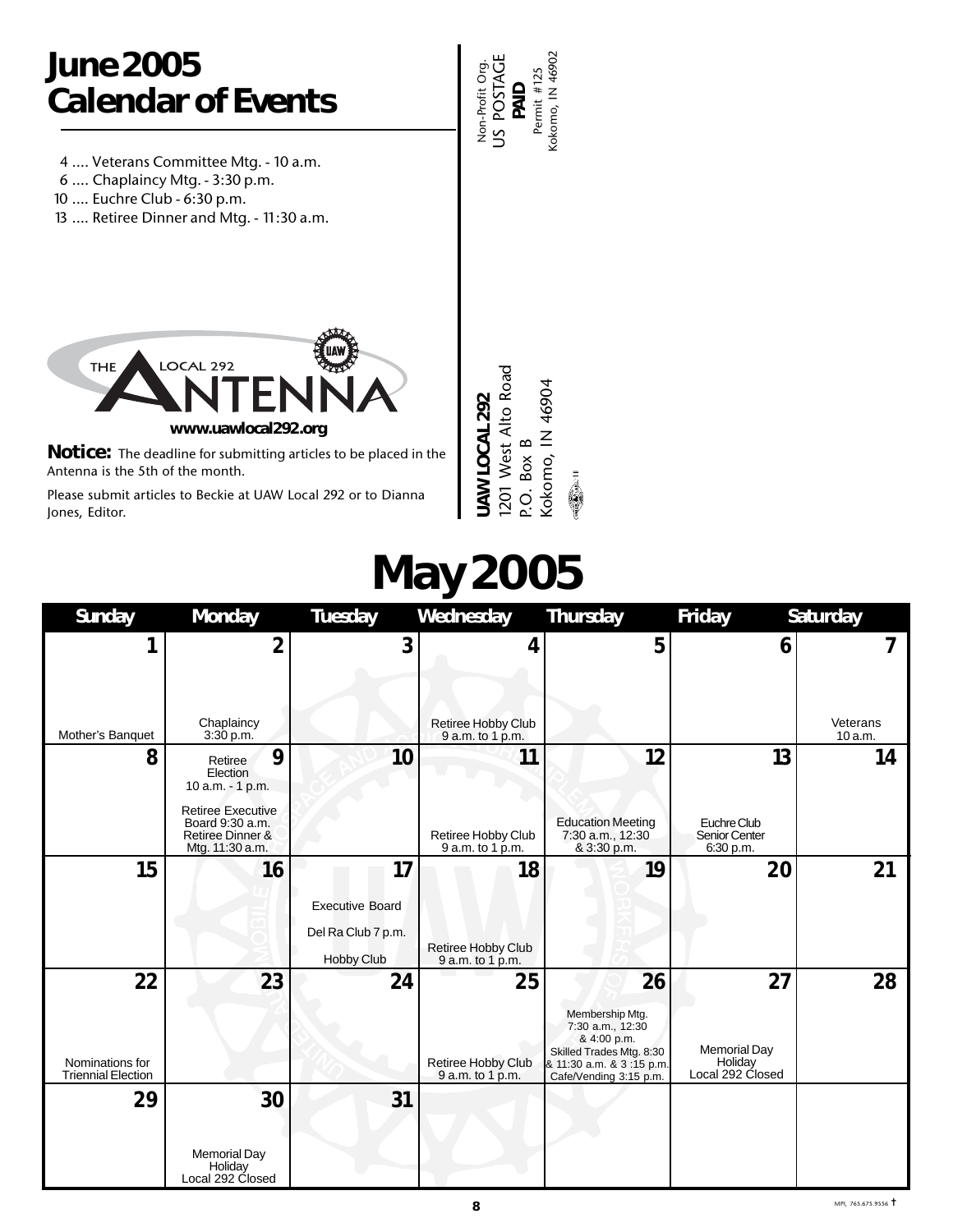# June 2005 Calendar of Events

- 4 .... Veterans Committee Mtg. - 10 a.m.
- 6 .... Chaplaincy Mtg. - 3:30 p.m.
- 10 .... Euchre Club - 6:30 p.m.
- 13 .... Retiree Dinner and Mtg. - 11:30 a.m.

THE LOCAL 292 ANTENNA

www.uawlocal292.org

**Notice:** The deadline for submitting articles to be placed in the Antenna is the 5th of the month.

Please submit articles to Beckie at UAW Local 292 or to Dianna Jones, Editor.

Non-Profit Org.
US POSTAGE
**PAID**
Permit #125
Kokomo, IN 46902

**UAW LOCAL 292**
1201 West Alto Road
P.O. Box B
Kokomo, IN 46904

# May 2005

| Sunday | Monday | Tuesday | Wednesday | Thursday | Friday | Saturday |
|---|---|---|---|---|---|---|
| 1<br>Mother's Banquet | 2<br>Chaplaincy 3:30 p.m. | 3 | 4<br>Retiree Hobby Club 9 a.m. to 1 p.m. | 5 | 6 | 7<br>Veterans 10 a.m. |
| 8 | 9<br>Retiree Election 10 a.m. - 1 p.m.<br>Retiree Executive Board 9:30 a.m. Retiree Dinner & Mtg. 11:30 a.m. | 10 | 11<br>Retiree Hobby Club 9 a.m. to 1 p.m. | 12<br>Education Meeting 7:30 a.m., 12:30 & 3:30 p.m. | 13<br>Euchre Club Senior Center 6:30 p.m. | 14 |
| 15 | 16 | 17<br>Executive Board<br>Del Ra Club 7 p.m.<br>Hobby Club | 18<br>Retiree Hobby Club 9 a.m. to 1 p.m. | 19 | 20 | 21 |
| 22<br>Nominations for Triennial Election | 23 | 24 | 25<br>Retiree Hobby Club 9 a.m. to 1 p.m. | 26<br>Membership Mtg. 7:30 a.m., 12:30 & 4:00 p.m.<br>Skilled Trades Mtg. 8:30 & 11:30 a.m. & 3 :15 p.m.<br>Cafe/Vending 3:15 p.m. | 27<br>Memorial Day Holiday Local 292 Closed | 28 |
| 29 | 30<br>Memorial Day Holiday Local 292 Closed | 31 | | | | |